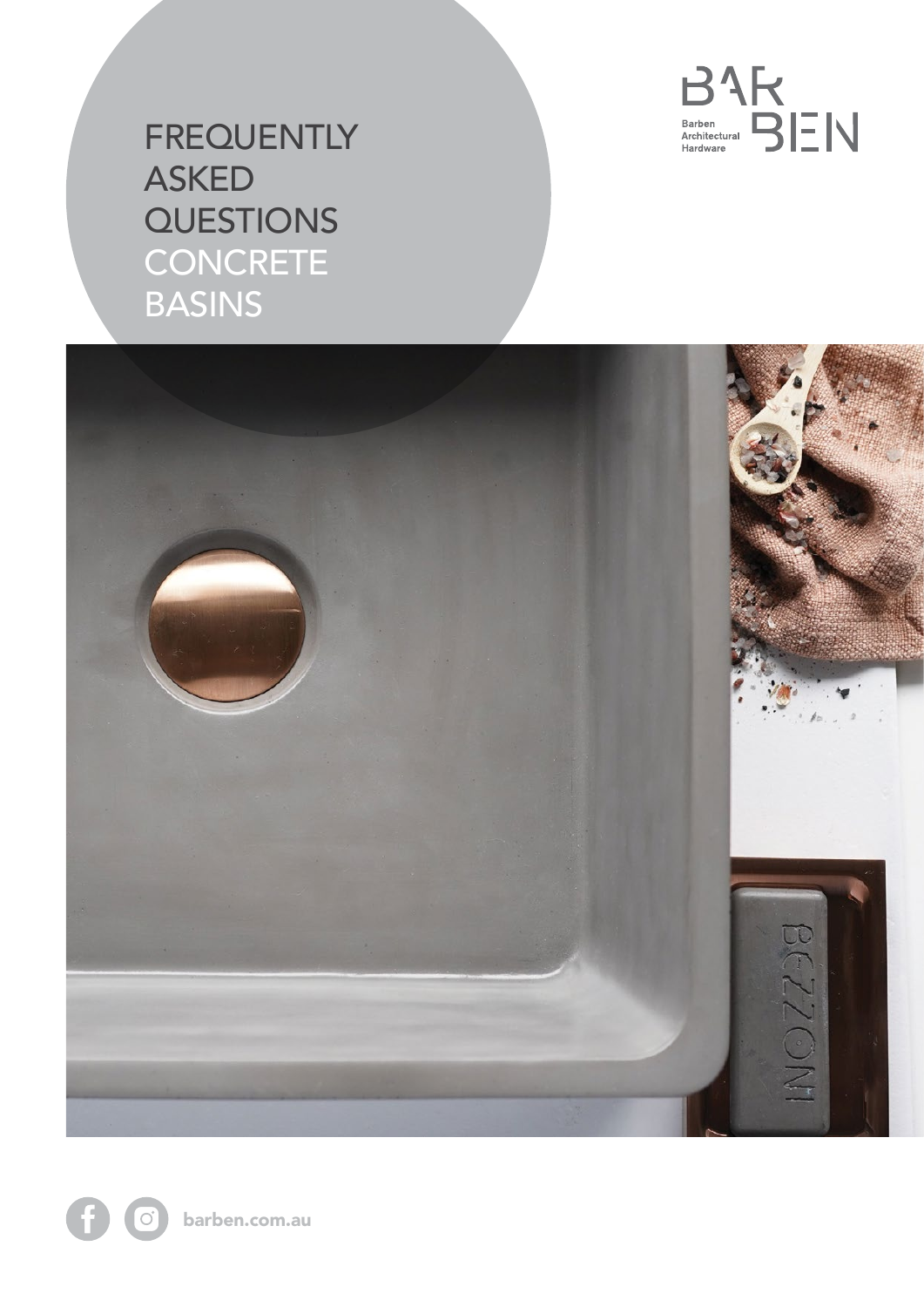# FREQUENTLY ASKED QUESTIONS CONCRETE BASINS

BAR BEN

Barben Architectural Hardware

barben.com.au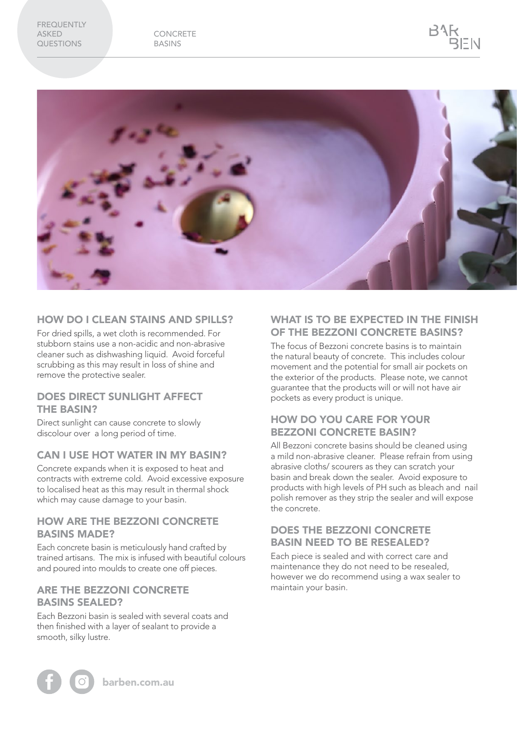## HOW DO I CLEAN STAINS AND SPILLS?

For dried spills, a wet cloth is recommended. For stubborn stains use a non-acidic and non-abrasive cleaner such as dishwashing liquid. Avoid forceful scrubbing as this may result in loss of shine and remove the protective sealer.

## DOES DIRECT SUNLIGHT AFFECT THE BASIN?

Direct sunlight can cause concrete to slowly discolour over a long period of time.

## CAN I USE HOT WATER IN MY BASIN?

Concrete expands when it is exposed to heat and contracts with extreme cold. Avoid excessive exposure to localised heat as this may result in thermal shock which may cause damage to your basin.

## HOW ARE THE BEZZONI CONCRETE BASINS MADE?

Each concrete basin is meticulously hand crafted by trained artisans. The mix is infused with beautiful colours and poured into moulds to create one off pieces.

## ARE THE BEZZONI CONCRETE BASINS SEALED?

Each Bezzoni basin is sealed with several coats and then finished with a layer of sealant to provide a smooth, silky lustre.

## WHAT IS TO BE EXPECTED IN THE FINISH OF THE BEZZONI CONCRETE BASINS?

The focus of Bezzoni concrete basins is to maintain the natural beauty of concrete. This includes colour movement and the potential for small air pockets on the exterior of the products. Please note, we cannot guarantee that the products will or will not have air pockets as every product is unique.

## HOW DO YOU CARE FOR YOUR BEZZONI CONCRETE BASIN?

All Bezzoni concrete basins should be cleaned using a mild non-abrasive cleaner. Please refrain from using abrasive cloths/ scourers as they can scratch your basin and break down the sealer. Avoid exposure to products with high levels of PH such as bleach and nail polish remover as they strip the sealer and will expose the concrete.

## DOES THE BEZZONI CONCRETE BASIN NEED TO BE RESEALED?

Each piece is sealed and with correct care and maintenance they do not need to be resealed, however we do recommend using a wax sealer to maintain your basin.

barben.com.au